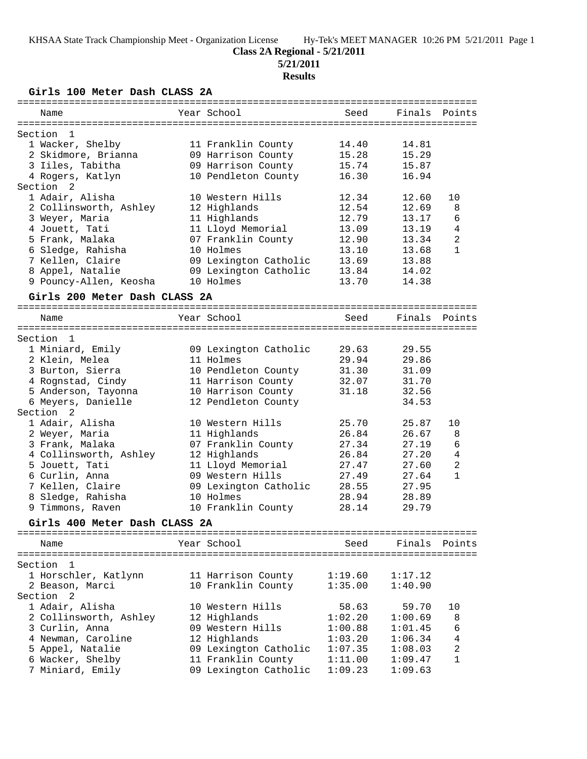KHSAA State Track Championship Meet - Organization License Hy-Tek's MEET MANAGER 10:26 PM 5/21/2011 Page 1

**Class 2A Regional - 5/21/2011**

**5/21/2011**

**Results**

### Girls 100 Meter Dash CLASS 2A

| Name | Year | School | Seed | Finals | Points |
|---|---|---|---|---|---|
| **Section 1** | | | | | |
| 1 Wacker, Shelby | 11 | Franklin County | 14.40 | 14.81 | |
| 2 Skidmore, Brianna | 09 | Harrison County | 15.28 | 15.29 | |
| 3 Iiles, Tabitha | 09 | Harrison County | 15.74 | 15.87 | |
| 4 Rogers, Katlyn | 10 | Pendleton County | 16.30 | 16.94 | |
| **Section 2** | | | | | |
| 1 Adair, Alisha | 10 | Western Hills | 12.34 | 12.60 | 10 |
| 2 Collinsworth, Ashley | 12 | Highlands | 12.54 | 12.69 | 8 |
| 3 Weyer, Maria | 11 | Highlands | 12.79 | 13.17 | 6 |
| 4 Jouett, Tati | 11 | Lloyd Memorial | 13.09 | 13.19 | 4 |
| 5 Frank, Malaka | 07 | Franklin County | 12.90 | 13.34 | 2 |
| 6 Sledge, Rahisha | 10 | Holmes | 13.10 | 13.68 | 1 |
| 7 Kellen, Claire | 09 | Lexington Catholic | 13.69 | 13.88 | |
| 8 Appel, Natalie | 09 | Lexington Catholic | 13.84 | 14.02 | |
| 9 Pouncy-Allen, Keosha | 10 | Holmes | 13.70 | 14.38 | |

### Girls 200 Meter Dash CLASS 2A

| Name | Year | School | Seed | Finals | Points |
|---|---|---|---|---|---|
| **Section 1** | | | | | |
| 1 Miniard, Emily | 09 | Lexington Catholic | 29.63 | 29.55 | |
| 2 Klein, Melea | 11 | Holmes | 29.94 | 29.86 | |
| 3 Burton, Sierra | 10 | Pendleton County | 31.30 | 31.09 | |
| 4 Rognstad, Cindy | 11 | Harrison County | 32.07 | 31.70 | |
| 5 Anderson, Tayonna | 10 | Harrison County | 31.18 | 32.56 | |
| 6 Meyers, Danielle | 12 | Pendleton County | | 34.53 | |
| **Section 2** | | | | | |
| 1 Adair, Alisha | 10 | Western Hills | 25.70 | 25.87 | 10 |
| 2 Weyer, Maria | 11 | Highlands | 26.84 | 26.67 | 8 |
| 3 Frank, Malaka | 07 | Franklin County | 27.34 | 27.19 | 6 |
| 4 Collinsworth, Ashley | 12 | Highlands | 26.84 | 27.20 | 4 |
| 5 Jouett, Tati | 11 | Lloyd Memorial | 27.47 | 27.60 | 2 |
| 6 Curlin, Anna | 09 | Western Hills | 27.49 | 27.64 | 1 |
| 7 Kellen, Claire | 09 | Lexington Catholic | 28.55 | 27.95 | |
| 8 Sledge, Rahisha | 10 | Holmes | 28.94 | 28.89 | |
| 9 Timmons, Raven | 10 | Franklin County | 28.14 | 29.79 | |

### Girls 400 Meter Dash CLASS 2A

| Name | Year | School | Seed | Finals | Points |
|---|---|---|---|---|---|
| **Section 1** | | | | | |
| 1 Horschler, Katlynn | 11 | Harrison County | 1:19.60 | 1:17.12 | |
| 2 Beason, Marci | 10 | Franklin County | 1:35.00 | 1:40.90 | |
| **Section 2** | | | | | |
| 1 Adair, Alisha | 10 | Western Hills | 58.63 | 59.70 | 10 |
| 2 Collinsworth, Ashley | 12 | Highlands | 1:02.20 | 1:00.69 | 8 |
| 3 Curlin, Anna | 09 | Western Hills | 1:00.88 | 1:01.45 | 6 |
| 4 Newman, Caroline | 12 | Highlands | 1:03.20 | 1:06.34 | 4 |
| 5 Appel, Natalie | 09 | Lexington Catholic | 1:07.35 | 1:08.03 | 2 |
| 6 Wacker, Shelby | 11 | Franklin County | 1:11.00 | 1:09.47 | 1 |
| 7 Miniard, Emily | 09 | Lexington Catholic | 1:09.23 | 1:09.63 | |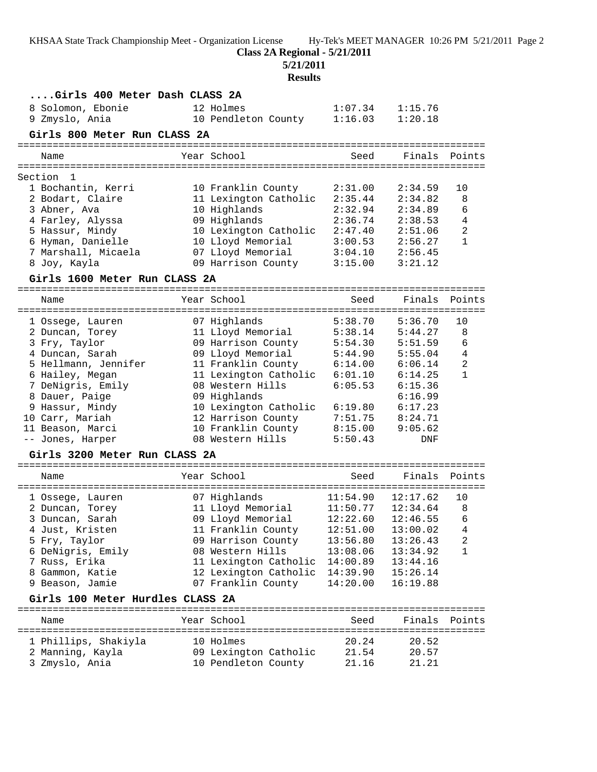**Class 2A Regional - 5/21/2011**

**5/21/2011**

**Results**

### ....Girls 400 Meter Dash CLASS 2A

| Name | Year | School | Seed | Finals | Points |
|---|---|---|---|---|---|
| 8 Solomon, Ebonie | 12 | Holmes | 1:07.34 | 1:15.76 | |
| 9 Zmyslo, Ania | 10 | Pendleton County | 1:16.03 | 1:20.18 | |

### Girls 800 Meter Run CLASS 2A

| Name | Year | School | Seed | Finals | Points |
|---|---|---|---|---|---|
| Section 1 | | | | | |
| 1 Bochantin, Kerri | 10 | Franklin County | 2:31.00 | 2:34.59 | 10 |
| 2 Bodart, Claire | 11 | Lexington Catholic | 2:35.44 | 2:34.82 | 8 |
| 3 Abner, Ava | 10 | Highlands | 2:32.94 | 2:34.89 | 6 |
| 4 Farley, Alyssa | 09 | Highlands | 2:36.74 | 2:38.53 | 4 |
| 5 Hassur, Mindy | 10 | Lexington Catholic | 2:47.40 | 2:51.06 | 2 |
| 6 Hyman, Danielle | 10 | Lloyd Memorial | 3:00.53 | 2:56.27 | 1 |
| 7 Marshall, Micaela | 07 | Lloyd Memorial | 3:04.10 | 2:56.45 | |
| 8 Joy, Kayla | 09 | Harrison County | 3:15.00 | 3:21.12 | |

### Girls 1600 Meter Run CLASS 2A

| Name | Year | School | Seed | Finals | Points |
|---|---|---|---|---|---|
| 1 Ossege, Lauren | 07 | Highlands | 5:38.70 | 5:36.70 | 10 |
| 2 Duncan, Torey | 11 | Lloyd Memorial | 5:38.14 | 5:44.27 | 8 |
| 3 Fry, Taylor | 09 | Harrison County | 5:54.30 | 5:51.59 | 6 |
| 4 Duncan, Sarah | 09 | Lloyd Memorial | 5:44.90 | 5:55.04 | 4 |
| 5 Hellmann, Jennifer | 11 | Franklin County | 6:14.00 | 6:06.14 | 2 |
| 6 Hailey, Megan | 11 | Lexington Catholic | 6:01.10 | 6:14.25 | 1 |
| 7 DeNigris, Emily | 08 | Western Hills | 6:05.53 | 6:15.36 | |
| 8 Dauer, Paige | 09 | Highlands | | 6:16.99 | |
| 9 Hassur, Mindy | 10 | Lexington Catholic | 6:19.80 | 6:17.23 | |
| 10 Carr, Mariah | 12 | Harrison County | 7:51.75 | 8:24.71 | |
| 11 Beason, Marci | 10 | Franklin County | 8:15.00 | 9:05.62 | |
| -- Jones, Harper | 08 | Western Hills | 5:50.43 | DNF | |

### Girls 3200 Meter Run CLASS 2A

| Name | Year | School | Seed | Finals | Points |
|---|---|---|---|---|---|
| 1 Ossege, Lauren | 07 | Highlands | 11:54.90 | 12:17.62 | 10 |
| 2 Duncan, Torey | 11 | Lloyd Memorial | 11:50.77 | 12:34.64 | 8 |
| 3 Duncan, Sarah | 09 | Lloyd Memorial | 12:22.60 | 12:46.55 | 6 |
| 4 Just, Kristen | 11 | Franklin County | 12:51.00 | 13:00.02 | 4 |
| 5 Fry, Taylor | 09 | Harrison County | 13:56.80 | 13:26.43 | 2 |
| 6 DeNigris, Emily | 08 | Western Hills | 13:08.06 | 13:34.92 | 1 |
| 7 Russ, Erika | 11 | Lexington Catholic | 14:00.89 | 13:44.16 | |
| 8 Gammon, Katie | 12 | Lexington Catholic | 14:39.90 | 15:26.14 | |
| 9 Beason, Jamie | 07 | Franklin County | 14:20.00 | 16:19.88 | |

### Girls 100 Meter Hurdles CLASS 2A

| Name | Year | School | Seed | Finals | Points |
|---|---|---|---|---|---|
| 1 Phillips, Shakiyla | 10 | Holmes | 20.24 | 20.52 | |
| 2 Manning, Kayla | 09 | Lexington Catholic | 21.54 | 20.57 | |
| 3 Zmyslo, Ania | 10 | Pendleton County | 21.16 | 21.21 | |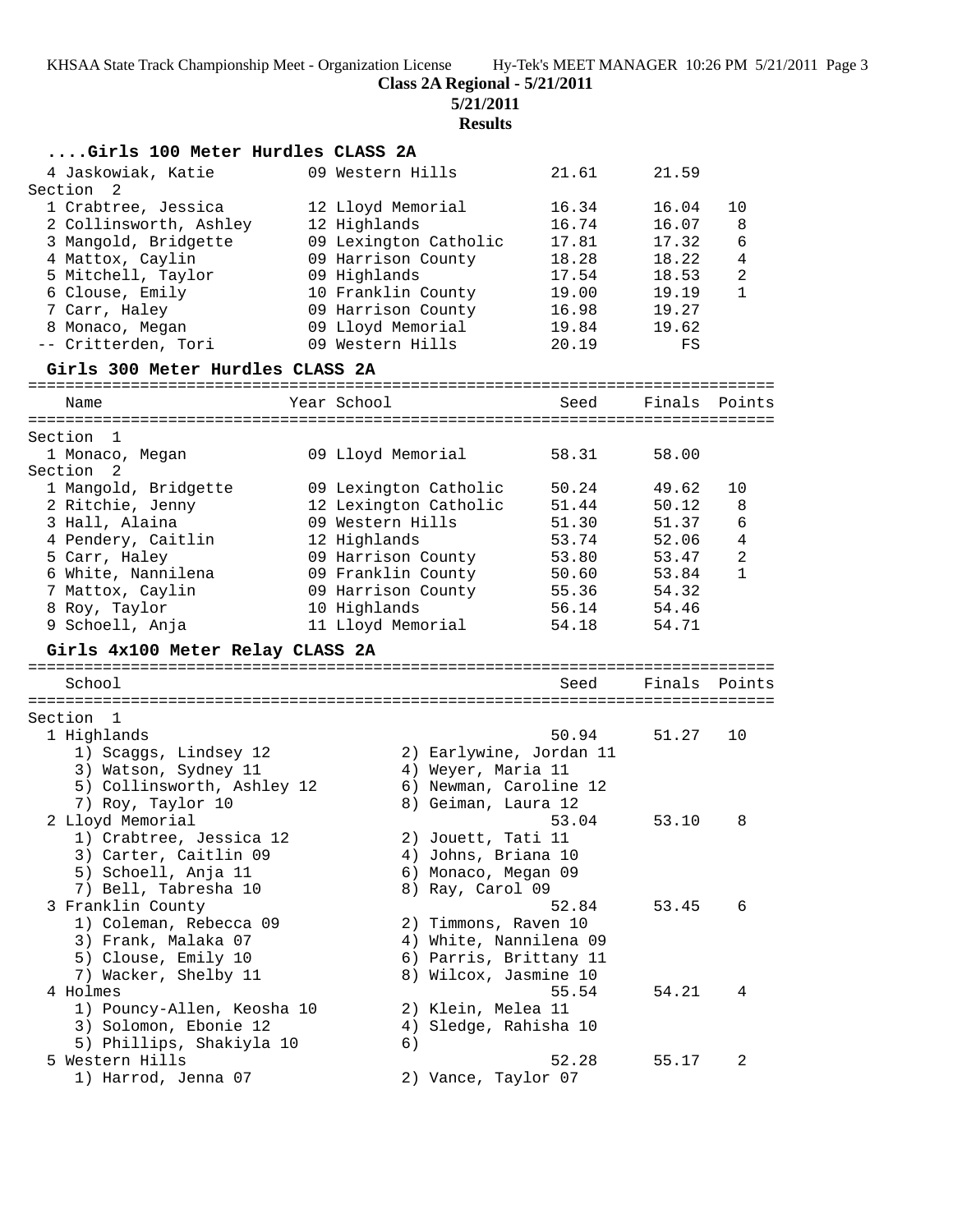## ....Girls 100 Meter Hurdles CLASS 2A

| Name | Year | School | Seed | Finals | Points |
|---|---|---|---|---|---|
| 4 Jaskowiak, Katie | 09 | Western Hills | 21.61 | 21.59 | |
| **Section 2** | | | | | |
| 1 Crabtree, Jessica | 12 | Lloyd Memorial | 16.34 | 16.04 | 10 |
| 2 Collinsworth, Ashley | 12 | Highlands | 16.74 | 16.07 | 8 |
| 3 Mangold, Bridgette | 09 | Lexington Catholic | 17.81 | 17.32 | 6 |
| 4 Mattox, Caylin | 09 | Harrison County | 18.28 | 18.22 | 4 |
| 5 Mitchell, Taylor | 09 | Highlands | 17.54 | 18.53 | 2 |
| 6 Clouse, Emily | 10 | Franklin County | 19.00 | 19.19 | 1 |
| 7 Carr, Haley | 09 | Harrison County | 16.98 | 19.27 | |
| 8 Monaco, Megan | 09 | Lloyd Memorial | 19.84 | 19.62 | |
| -- Critterden, Tori | 09 | Western Hills | 20.19 | FS | |

## Girls 300 Meter Hurdles CLASS 2A

| Name | Year | School | Seed | Finals | Points |
|---|---|---|---|---|---|
| **Section 1** | | | | | |
| 1 Monaco, Megan | 09 | Lloyd Memorial | 58.31 | 58.00 | |
| **Section 2** | | | | | |
| 1 Mangold, Bridgette | 09 | Lexington Catholic | 50.24 | 49.62 | 10 |
| 2 Ritchie, Jenny | 12 | Lexington Catholic | 51.44 | 50.12 | 8 |
| 3 Hall, Alaina | 09 | Western Hills | 51.30 | 51.37 | 6 |
| 4 Pendery, Caitlin | 12 | Highlands | 53.74 | 52.06 | 4 |
| 5 Carr, Haley | 09 | Harrison County | 53.80 | 53.47 | 2 |
| 6 White, Nannilena | 09 | Franklin County | 50.60 | 53.84 | 1 |
| 7 Mattox, Caylin | 09 | Harrison County | 55.36 | 54.32 | |
| 8 Roy, Taylor | 10 | Highlands | 56.14 | 54.46 | |
| 9 Schoell, Anja | 11 | Lloyd Memorial | 54.18 | 54.71 | |

## Girls 4x100 Meter Relay CLASS 2A

| School | Seed | Finals | Points |
|---|---|---|---|
| **Section 1** | | | |
| 1 Highlands | 50.94 | 51.27 | 10 |
| 2 Lloyd Memorial | 53.04 | 53.10 | 8 |
| 3 Franklin County | 52.84 | 53.45 | 6 |
| 4 Holmes | 55.54 | 54.21 | 4 |
| 5 Western Hills | 52.28 | 55.17 | 2 |

1 Highlands
- 1) Scaggs, Lindsey 12
- 2) Earlywine, Jordan 11
- 3) Watson, Sydney 11
- 4) Weyer, Maria 11
- 5) Collinsworth, Ashley 12
- 6) Newman, Caroline 12
- 7) Roy, Taylor 10
- 8) Geiman, Laura 12

2 Lloyd Memorial
- 1) Crabtree, Jessica 12
- 2) Jouett, Tati 11
- 3) Carter, Caitlin 09
- 4) Johns, Briana 10
- 5) Schoell, Anja 11
- 6) Monaco, Megan 09
- 7) Bell, Tabresha 10
- 8) Ray, Carol 09

3 Franklin County
- 1) Coleman, Rebecca 09
- 2) Timmons, Raven 10
- 3) Frank, Malaka 07
- 4) White, Nannilena 09
- 5) Clouse, Emily 10
- 6) Parris, Brittany 11
- 7) Wacker, Shelby 11
- 8) Wilcox, Jasmine 10

4 Holmes
- 1) Pouncy-Allen, Keosha 10
- 2) Klein, Melea 11
- 3) Solomon, Ebonie 12
- 4) Sledge, Rahisha 10
- 5) Phillips, Shakiyla 10
- 6)

5 Western Hills
- 1) Harrod, Jenna 07
- 2) Vance, Taylor 07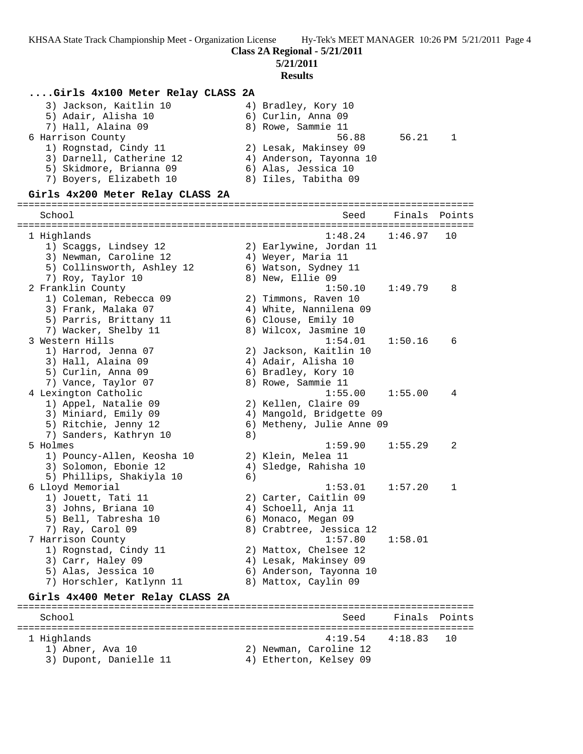Class 2A Regional - 5/21/2011

5/21/2011

**Results**

### ....Girls 4x100 Meter Relay CLASS 2A

```
   3) Jackson, Kaitlin 10           4) Bradley, Kory 10
   5) Adair, Alisha 10              6) Curlin, Anna 09
   7) Hall, Alaina 09               8) Rowe, Sammie 11
 6 Harrison County                               56.88      56.21    1
   1) Rognstad, Cindy 11            2) Lesak, Makinsey 09
   3) Darnell, Catherine 12         4) Anderson, Tayonna 10
   5) Skidmore, Brianna 09          6) Alas, Jessica 10
   7) Boyers, Elizabeth 10          8) Iiles, Tabitha 09
```

### Girls 4x200 Meter Relay CLASS 2A

```
================================================================================
   School                                        Seed    Finals  Points
================================================================================
 1 Highlands                                  1:48.24   1:46.97   10
   1) Scaggs, Lindsey 12            2) Earlywine, Jordan 11
   3) Newman, Caroline 12           4) Weyer, Maria 11
   5) Collinsworth, Ashley 12       6) Watson, Sydney 11
   7) Roy, Taylor 10                8) New, Ellie 09
 2 Franklin County                            1:50.10   1:49.79    8
   1) Coleman, Rebecca 09           2) Timmons, Raven 10
   3) Frank, Malaka 07              4) White, Nannilena 09
   5) Parris, Brittany 11           6) Clouse, Emily 10
   7) Wacker, Shelby 11             8) Wilcox, Jasmine 10
 3 Western Hills                              1:54.01   1:50.16    6
   1) Harrod, Jenna 07              2) Jackson, Kaitlin 10
   3) Hall, Alaina 09               4) Adair, Alisha 10
   5) Curlin, Anna 09               6) Bradley, Kory 10
   7) Vance, Taylor 07              8) Rowe, Sammie 11
 4 Lexington Catholic                         1:55.00   1:55.00    4
   1) Appel, Natalie 09             2) Kellen, Claire 09
   3) Miniard, Emily 09             4) Mangold, Bridgette 09
   5) Ritchie, Jenny 12             6) Metheny, Julie Anne 09
   7) Sanders, Kathryn 10           8)
 5 Holmes                                     1:59.90   1:55.29    2
   1) Pouncy-Allen, Keosha 10       2) Klein, Melea 11
   3) Solomon, Ebonie 12            4) Sledge, Rahisha 10
   5) Phillips, Shakiyla 10         6)
 6 Lloyd Memorial                             1:53.01   1:57.20    1
   1) Jouett, Tati 11               2) Carter, Caitlin 09
   3) Johns, Briana 10              4) Schoell, Anja 11
   5) Bell, Tabresha 10             6) Monaco, Megan 09
   7) Ray, Carol 09                 8) Crabtree, Jessica 12
 7 Harrison County                            1:57.80   1:58.01
   1) Rognstad, Cindy 11            2) Mattox, Chelsee 12
   3) Carr, Haley 09                4) Lesak, Makinsey 09
   5) Alas, Jessica 10              6) Anderson, Tayonna 10
   7) Horschler, Katlynn 11         8) Mattox, Caylin 09
```

### Girls 4x400 Meter Relay CLASS 2A

```
================================================================================
   School                                        Seed    Finals  Points
================================================================================
 1 Highlands                                  4:19.54   4:18.83   10
   1) Abner, Ava 10                 2) Newman, Caroline 12
   3) Dupont, Danielle 11           4) Etherton, Kelsey 09
```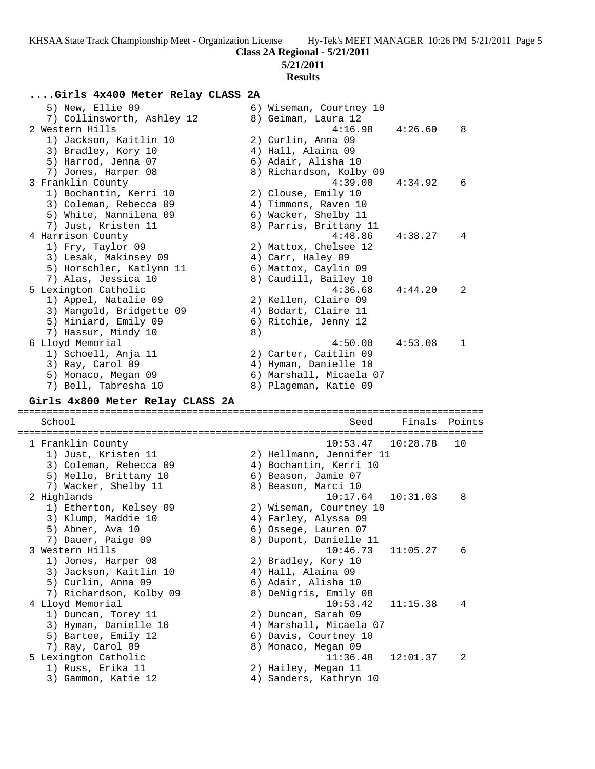**Class 2A Regional - 5/21/2011**

**5/21/2011**

**Results**

### ....Girls 4x400 Meter Relay CLASS 2A

```
    5) New, Ellie 09                  6) Wiseman, Courtney 10
    7) Collinsworth, Ashley 12        8) Geiman, Laura 12
  2 Western Hills                               4:16.98    4:26.60    8
    1) Jackson, Kaitlin 10            2) Curlin, Anna 09
    3) Bradley, Kory 10               4) Hall, Alaina 09
    5) Harrod, Jenna 07               6) Adair, Alisha 10
    7) Jones, Harper 08               8) Richardson, Kolby 09
  3 Franklin County                             4:39.00    4:34.92    6
    1) Bochantin, Kerri 10            2) Clouse, Emily 10
    3) Coleman, Rebecca 09            4) Timmons, Raven 10
    5) White, Nannilena 09            6) Wacker, Shelby 11
    7) Just, Kristen 11               8) Parris, Brittany 11
  4 Harrison County                             4:48.86    4:38.27    4
    1) Fry, Taylor 09                 2) Mattox, Chelsee 12
    3) Lesak, Makinsey 09             4) Carr, Haley 09
    5) Horschler, Katlynn 11          6) Mattox, Caylin 09
    7) Alas, Jessica 10               8) Caudill, Bailey 10
  5 Lexington Catholic                          4:36.68    4:44.20    2
    1) Appel, Natalie 09              2) Kellen, Claire 09
    3) Mangold, Bridgette 09          4) Bodart, Claire 11
    5) Miniard, Emily 09              6) Ritchie, Jenny 12
    7) Hassur, Mindy 10               8)
  6 Lloyd Memorial                              4:50.00    4:53.08    1
    1) Schoell, Anja 11               2) Carter, Caitlin 09
    3) Ray, Carol 09                  4) Hyman, Danielle 10
    5) Monaco, Megan 09               6) Marshall, Micaela 07
    7) Bell, Tabresha 10              8) Plageman, Katie 09
```

### Girls 4x800 Meter Relay CLASS 2A

```
================================================================================
    School                                        Seed     Finals  Points
================================================================================
  1 Franklin County                            10:53.47   10:28.78   10
    1) Just, Kristen 11               2) Hellmann, Jennifer 11
    3) Coleman, Rebecca 09            4) Bochantin, Kerri 10
    5) Mello, Brittany 10             6) Beason, Jamie 07
    7) Wacker, Shelby 11              8) Beason, Marci 10
  2 Highlands                                  10:17.64   10:31.03    8
    1) Etherton, Kelsey 09            2) Wiseman, Courtney 10
    3) Klump, Maddie 10               4) Farley, Alyssa 09
    5) Abner, Ava 10                  6) Ossege, Lauren 07
    7) Dauer, Paige 09                8) Dupont, Danielle 11
  3 Western Hills                              10:46.73   11:05.27    6
    1) Jones, Harper 08               2) Bradley, Kory 10
    3) Jackson, Kaitlin 10            4) Hall, Alaina 09
    5) Curlin, Anna 09                6) Adair, Alisha 10
    7) Richardson, Kolby 09           8) DeNigris, Emily 08
  4 Lloyd Memorial                             10:53.42   11:15.38    4
    1) Duncan, Torey 11               2) Duncan, Sarah 09
    3) Hyman, Danielle 10             4) Marshall, Micaela 07
    5) Bartee, Emily 12               6) Davis, Courtney 10
    7) Ray, Carol 09                  8) Monaco, Megan 09
  5 Lexington Catholic                         11:36.48   12:01.37    2
    1) Russ, Erika 11                 2) Hailey, Megan 11
    3) Gammon, Katie 12               4) Sanders, Kathryn 10
```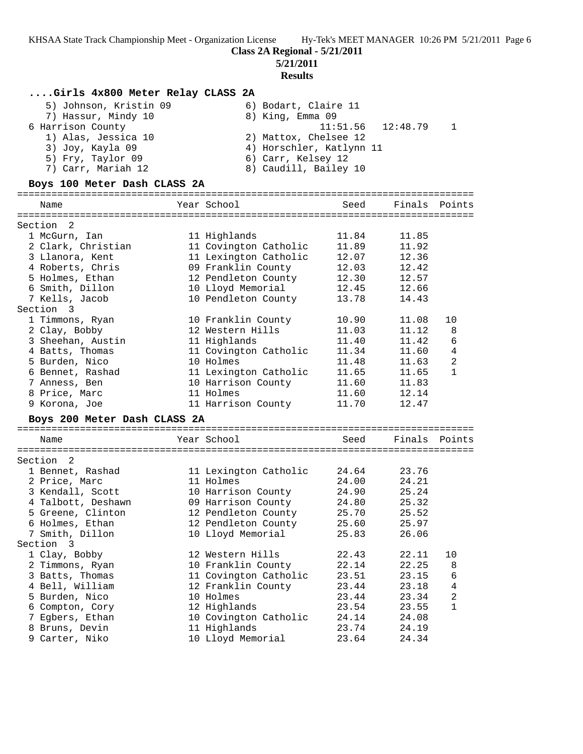**Class 2A Regional - 5/21/2011**

**5/21/2011**

**Results**

### ....Girls 4x800 Meter Relay CLASS 2A

5) Johnson, Kristin 09 — 6) Bodart, Claire 11
7) Hassur, Mindy 10 — 8) King, Emma 09

6 Harrison County — 11:51.56 — 12:48.79 — 1

1) Alas, Jessica 10 — 2) Mattox, Chelsee 12
3) Joy, Kayla 09 — 4) Horschler, Katlynn 11
5) Fry, Taylor 09 — 6) Carr, Kelsey 12
7) Carr, Mariah 12 — 8) Caudill, Bailey 10

### Boys 100 Meter Dash CLASS 2A

| Name | Year | School | Seed | Finals | Points |
|---|---|---|---|---|---|
| **Section 2** | | | | | |
| 1 McGurn, Ian | 11 | Highlands | 11.84 | 11.85 | |
| 2 Clark, Christian | 11 | Covington Catholic | 11.89 | 11.92 | |
| 3 Llanora, Kent | 11 | Lexington Catholic | 12.07 | 12.36 | |
| 4 Roberts, Chris | 09 | Franklin County | 12.03 | 12.42 | |
| 5 Holmes, Ethan | 12 | Pendleton County | 12.30 | 12.57 | |
| 6 Smith, Dillon | 10 | Lloyd Memorial | 12.45 | 12.66 | |
| 7 Kells, Jacob | 10 | Pendleton County | 13.78 | 14.43 | |
| **Section 3** | | | | | |
| 1 Timmons, Ryan | 10 | Franklin County | 10.90 | 11.08 | 10 |
| 2 Clay, Bobby | 12 | Western Hills | 11.03 | 11.12 | 8 |
| 3 Sheehan, Austin | 11 | Highlands | 11.40 | 11.42 | 6 |
| 4 Batts, Thomas | 11 | Covington Catholic | 11.34 | 11.60 | 4 |
| 5 Burden, Nico | 10 | Holmes | 11.48 | 11.63 | 2 |
| 6 Bennet, Rashad | 11 | Lexington Catholic | 11.65 | 11.65 | 1 |
| 7 Anness, Ben | 10 | Harrison County | 11.60 | 11.83 | |
| 8 Price, Marc | 11 | Holmes | 11.60 | 12.14 | |
| 9 Korona, Joe | 11 | Harrison County | 11.70 | 12.47 | |

### Boys 200 Meter Dash CLASS 2A

| Name | Year | School | Seed | Finals | Points |
|---|---|---|---|---|---|
| **Section 2** | | | | | |
| 1 Bennet, Rashad | 11 | Lexington Catholic | 24.64 | 23.76 | |
| 2 Price, Marc | 11 | Holmes | 24.00 | 24.21 | |
| 3 Kendall, Scott | 10 | Harrison County | 24.90 | 25.24 | |
| 4 Talbott, Deshawn | 09 | Harrison County | 24.80 | 25.32 | |
| 5 Greene, Clinton | 12 | Pendleton County | 25.70 | 25.52 | |
| 6 Holmes, Ethan | 12 | Pendleton County | 25.60 | 25.97 | |
| 7 Smith, Dillon | 10 | Lloyd Memorial | 25.83 | 26.06 | |
| **Section 3** | | | | | |
| 1 Clay, Bobby | 12 | Western Hills | 22.43 | 22.11 | 10 |
| 2 Timmons, Ryan | 10 | Franklin County | 22.14 | 22.25 | 8 |
| 3 Batts, Thomas | 11 | Covington Catholic | 23.51 | 23.15 | 6 |
| 4 Bell, William | 12 | Franklin County | 23.44 | 23.18 | 4 |
| 5 Burden, Nico | 10 | Holmes | 23.44 | 23.34 | 2 |
| 6 Compton, Cory | 12 | Highlands | 23.54 | 23.55 | 1 |
| 7 Egbers, Ethan | 10 | Covington Catholic | 24.14 | 24.08 | |
| 8 Bruns, Devin | 11 | Highlands | 23.74 | 24.19 | |
| 9 Carter, Niko | 10 | Lloyd Memorial | 23.64 | 24.34 | |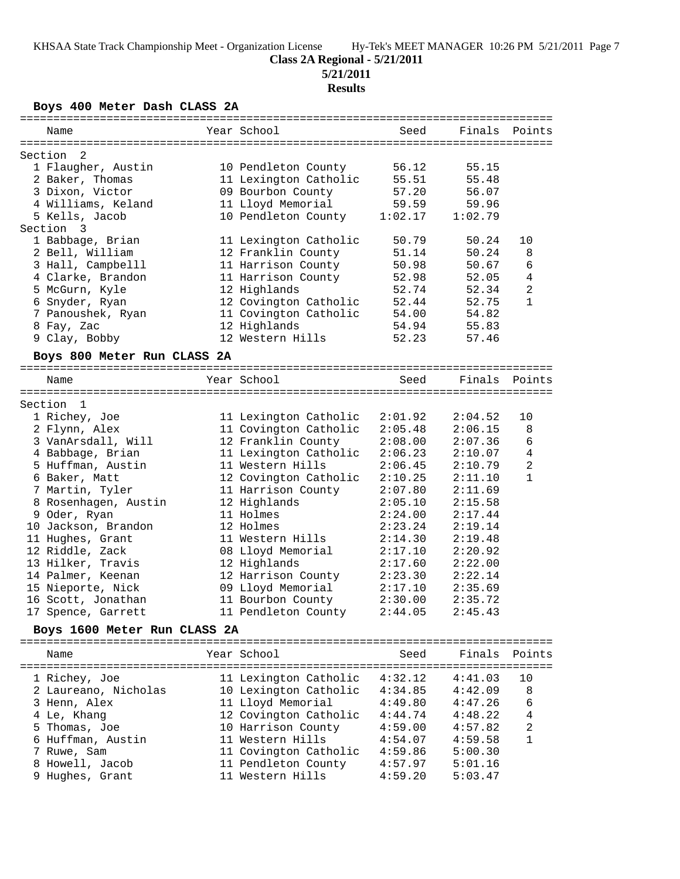**Class 2A Regional - 5/21/2011**

**5/21/2011**

**Results**

### Boys 400 Meter Dash CLASS 2A

| Name | Year | School | Seed | Finals | Points |
|---|---|---|---|---|---|
| **Section 2** | | | | | |
| 1 Flaugher, Austin | 10 | Pendleton County | 56.12 | 55.15 | |
| 2 Baker, Thomas | 11 | Lexington Catholic | 55.51 | 55.48 | |
| 3 Dixon, Victor | 09 | Bourbon County | 57.20 | 56.07 | |
| 4 Williams, Keland | 11 | Lloyd Memorial | 59.59 | 59.96 | |
| 5 Kells, Jacob | 10 | Pendleton County | 1:02.17 | 1:02.79 | |
| **Section 3** | | | | | |
| 1 Babbage, Brian | 11 | Lexington Catholic | 50.79 | 50.24 | 10 |
| 2 Bell, William | 12 | Franklin County | 51.14 | 50.24 | 8 |
| 3 Hall, Campbelll | 11 | Harrison County | 50.98 | 50.67 | 6 |
| 4 Clarke, Brandon | 11 | Harrison County | 52.98 | 52.05 | 4 |
| 5 McGurn, Kyle | 12 | Highlands | 52.74 | 52.34 | 2 |
| 6 Snyder, Ryan | 12 | Covington Catholic | 52.44 | 52.75 | 1 |
| 7 Panoushek, Ryan | 11 | Covington Catholic | 54.00 | 54.82 | |
| 8 Fay, Zac | 12 | Highlands | 54.94 | 55.83 | |
| 9 Clay, Bobby | 12 | Western Hills | 52.23 | 57.46 | |

### Boys 800 Meter Run CLASS 2A

| Name | Year | School | Seed | Finals | Points |
|---|---|---|---|---|---|
| **Section 1** | | | | | |
| 1 Richey, Joe | 11 | Lexington Catholic | 2:01.92 | 2:04.52 | 10 |
| 2 Flynn, Alex | 11 | Covington Catholic | 2:05.48 | 2:06.15 | 8 |
| 3 VanArsdall, Will | 12 | Franklin County | 2:08.00 | 2:07.36 | 6 |
| 4 Babbage, Brian | 11 | Lexington Catholic | 2:06.23 | 2:10.07 | 4 |
| 5 Huffman, Austin | 11 | Western Hills | 2:06.45 | 2:10.79 | 2 |
| 6 Baker, Matt | 12 | Covington Catholic | 2:10.25 | 2:11.10 | 1 |
| 7 Martin, Tyler | 11 | Harrison County | 2:07.80 | 2:11.69 | |
| 8 Rosenhagen, Austin | 12 | Highlands | 2:05.10 | 2:15.58 | |
| 9 Oder, Ryan | 11 | Holmes | 2:24.00 | 2:17.44 | |
| 10 Jackson, Brandon | 12 | Holmes | 2:23.24 | 2:19.14 | |
| 11 Hughes, Grant | 11 | Western Hills | 2:14.30 | 2:19.48 | |
| 12 Riddle, Zack | 08 | Lloyd Memorial | 2:17.10 | 2:20.92 | |
| 13 Hilker, Travis | 12 | Highlands | 2:17.60 | 2:22.00 | |
| 14 Palmer, Keenan | 12 | Harrison County | 2:23.30 | 2:22.14 | |
| 15 Nieporte, Nick | 09 | Lloyd Memorial | 2:17.10 | 2:35.69 | |
| 16 Scott, Jonathan | 11 | Bourbon County | 2:30.00 | 2:35.72 | |
| 17 Spence, Garrett | 11 | Pendleton County | 2:44.05 | 2:45.43 | |

### Boys 1600 Meter Run CLASS 2A

| Name | Year | School | Seed | Finals | Points |
|---|---|---|---|---|---|
| 1 Richey, Joe | 11 | Lexington Catholic | 4:32.12 | 4:41.03 | 10 |
| 2 Laureano, Nicholas | 10 | Lexington Catholic | 4:34.85 | 4:42.09 | 8 |
| 3 Henn, Alex | 11 | Lloyd Memorial | 4:49.80 | 4:47.26 | 6 |
| 4 Le, Khang | 12 | Covington Catholic | 4:44.74 | 4:48.22 | 4 |
| 5 Thomas, Joe | 10 | Harrison County | 4:59.00 | 4:57.82 | 2 |
| 6 Huffman, Austin | 11 | Western Hills | 4:54.07 | 4:59.58 | 1 |
| 7 Ruwe, Sam | 11 | Covington Catholic | 4:59.86 | 5:00.30 | |
| 8 Howell, Jacob | 11 | Pendleton County | 4:57.97 | 5:01.16 | |
| 9 Hughes, Grant | 11 | Western Hills | 4:59.20 | 5:03.47 | |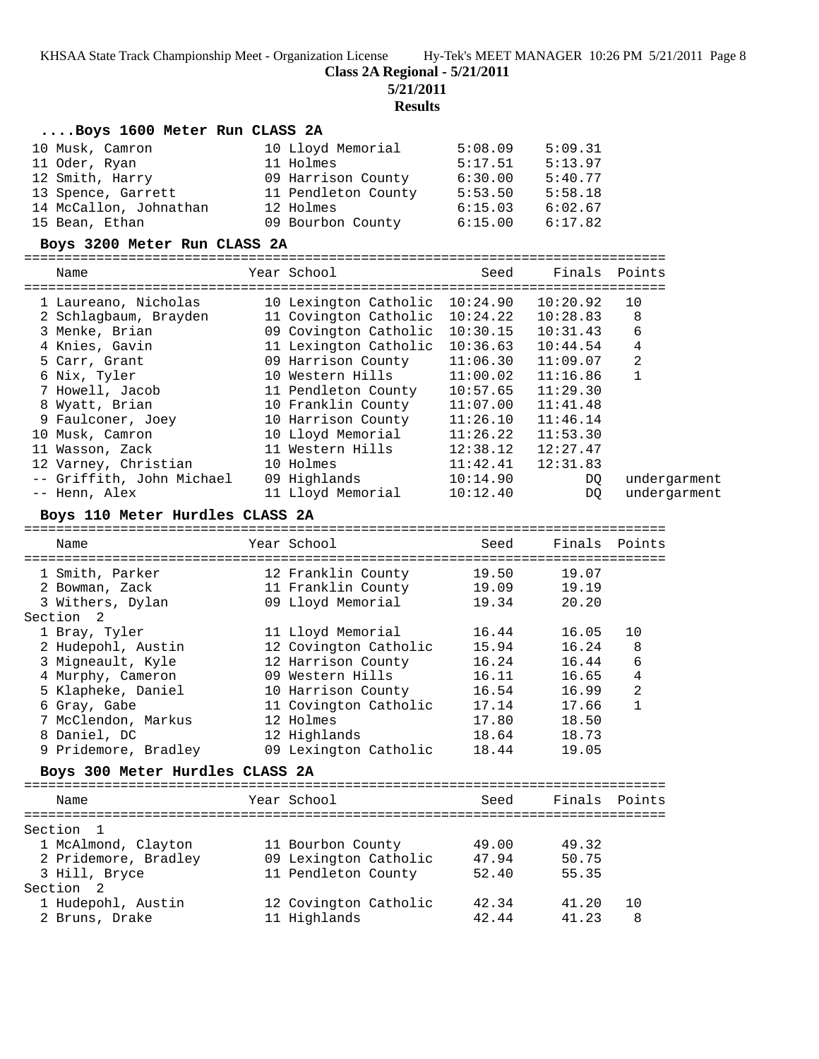**Class 2A Regional - 5/21/2011**

**5/21/2011**

**Results**

### ....Boys 1600 Meter Run CLASS 2A

| Name | Year | School | Seed | Finals | Points |
|---|---|---|---|---|---|
| 10 Musk, Camron | 10 | Lloyd Memorial | 5:08.09 | 5:09.31 | |
| 11 Oder, Ryan | 11 | Holmes | 5:17.51 | 5:13.97 | |
| 12 Smith, Harry | 09 | Harrison County | 6:30.00 | 5:40.77 | |
| 13 Spence, Garrett | 11 | Pendleton County | 5:53.50 | 5:58.18 | |
| 14 McCallon, Johnathan | 12 | Holmes | 6:15.03 | 6:02.67 | |
| 15 Bean, Ethan | 09 | Bourbon County | 6:15.00 | 6:17.82 | |

### Boys 3200 Meter Run CLASS 2A

| Name | Year | School | Seed | Finals | Points |
|---|---|---|---|---|---|
| 1 Laureano, Nicholas | 10 | Lexington Catholic | 10:24.90 | 10:20.92 | 10 |
| 2 Schlagbaum, Brayden | 11 | Covington Catholic | 10:24.22 | 10:28.83 | 8 |
| 3 Menke, Brian | 09 | Covington Catholic | 10:30.15 | 10:31.43 | 6 |
| 4 Knies, Gavin | 11 | Lexington Catholic | 10:36.63 | 10:44.54 | 4 |
| 5 Carr, Grant | 09 | Harrison County | 11:06.30 | 11:09.07 | 2 |
| 6 Nix, Tyler | 10 | Western Hills | 11:00.02 | 11:16.86 | 1 |
| 7 Howell, Jacob | 11 | Pendleton County | 10:57.65 | 11:29.30 | |
| 8 Wyatt, Brian | 10 | Franklin County | 11:07.00 | 11:41.48 | |
| 9 Faulconer, Joey | 10 | Harrison County | 11:26.10 | 11:46.14 | |
| 10 Musk, Camron | 10 | Lloyd Memorial | 11:26.22 | 11:53.30 | |
| 11 Wasson, Zack | 11 | Western Hills | 12:38.12 | 12:27.47 | |
| 12 Varney, Christian | 10 | Holmes | 11:42.41 | 12:31.83 | |
| -- Griffith, John Michael | 09 | Highlands | 10:14.90 | DQ | undergarment |
| -- Henn, Alex | 11 | Lloyd Memorial | 10:12.40 | DQ | undergarment |

### Boys 110 Meter Hurdles CLASS 2A

| Name | Year | School | Seed | Finals | Points |
|---|---|---|---|---|---|
| 1 Smith, Parker | 12 | Franklin County | 19.50 | 19.07 | |
| 2 Bowman, Zack | 11 | Franklin County | 19.09 | 19.19 | |
| 3 Withers, Dylan | 09 | Lloyd Memorial | 19.34 | 20.20 | |
| **Section 2** | | | | | |
| 1 Bray, Tyler | 11 | Lloyd Memorial | 16.44 | 16.05 | 10 |
| 2 Hudepohl, Austin | 12 | Covington Catholic | 15.94 | 16.24 | 8 |
| 3 Migneault, Kyle | 12 | Harrison County | 16.24 | 16.44 | 6 |
| 4 Murphy, Cameron | 09 | Western Hills | 16.11 | 16.65 | 4 |
| 5 Klapheke, Daniel | 10 | Harrison County | 16.54 | 16.99 | 2 |
| 6 Gray, Gabe | 11 | Covington Catholic | 17.14 | 17.66 | 1 |
| 7 McClendon, Markus | 12 | Holmes | 17.80 | 18.50 | |
| 8 Daniel, DC | 12 | Highlands | 18.64 | 18.73 | |
| 9 Pridemore, Bradley | 09 | Lexington Catholic | 18.44 | 19.05 | |

### Boys 300 Meter Hurdles CLASS 2A

| Name | Year | School | Seed | Finals | Points |
|---|---|---|---|---|---|
| **Section 1** | | | | | |
| 1 McAlmond, Clayton | 11 | Bourbon County | 49.00 | 49.32 | |
| 2 Pridemore, Bradley | 09 | Lexington Catholic | 47.94 | 50.75 | |
| 3 Hill, Bryce | 11 | Pendleton County | 52.40 | 55.35 | |
| **Section 2** | | | | | |
| 1 Hudepohl, Austin | 12 | Covington Catholic | 42.34 | 41.20 | 10 |
| 2 Bruns, Drake | 11 | Highlands | 42.44 | 41.23 | 8 |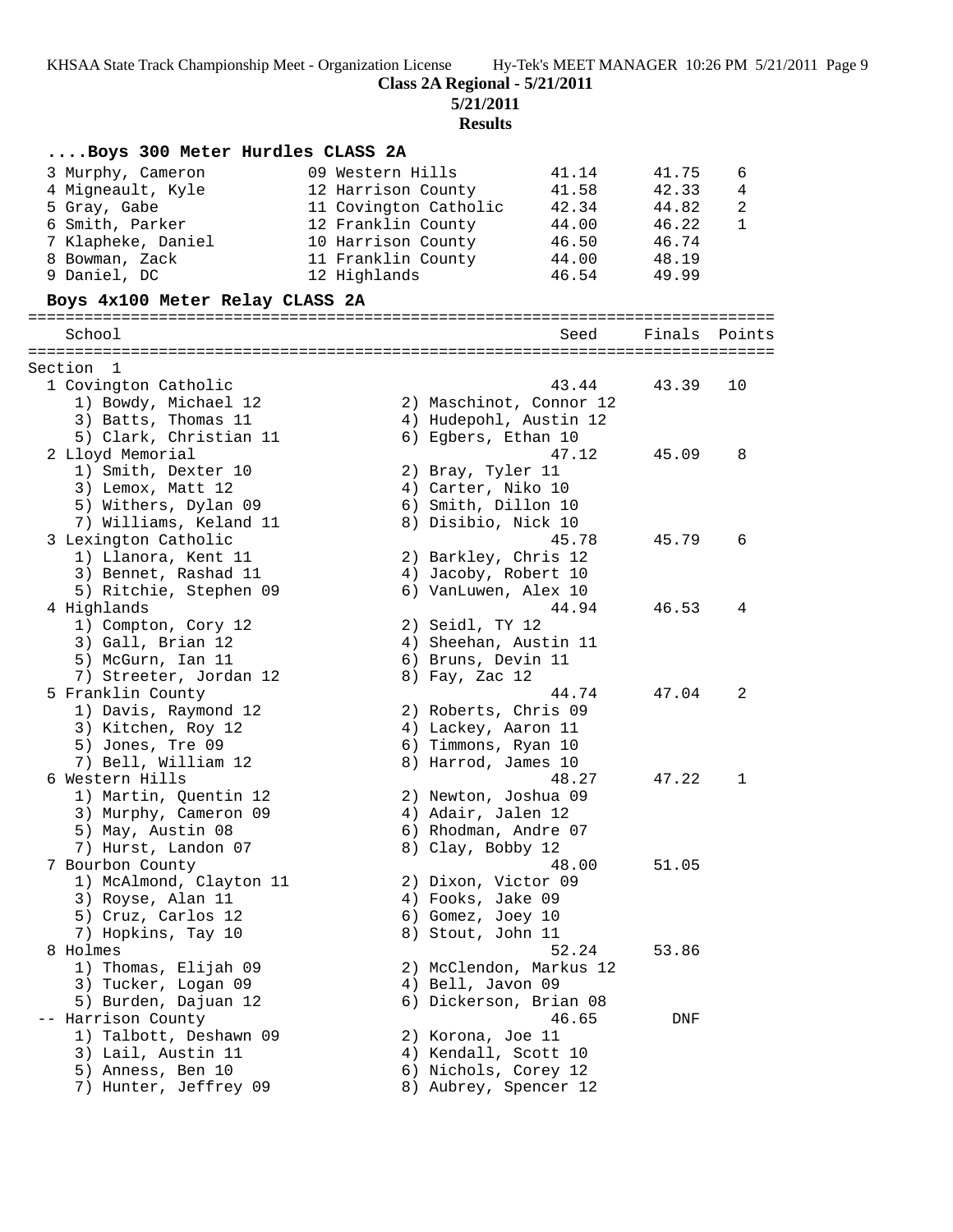**Class 2A Regional - 5/21/2011**

**5/21/2011**

**Results**

### ....Boys 300 Meter Hurdles CLASS 2A

| Place | Name | Year | School | Seed | Finals | Points |
|---|---|---|---|---|---|---|
| 3 | Murphy, Cameron | 09 | Western Hills | 41.14 | 41.75 | 6 |
| 4 | Migneault, Kyle | 12 | Harrison County | 41.58 | 42.33 | 4 |
| 5 | Gray, Gabe | 11 | Covington Catholic | 42.34 | 44.82 | 2 |
| 6 | Smith, Parker | 12 | Franklin County | 44.00 | 46.22 | 1 |
| 7 | Klapheke, Daniel | 10 | Harrison County | 46.50 | 46.74 | |
| 8 | Bowman, Zack | 11 | Franklin County | 44.00 | 48.19 | |
| 9 | Daniel, DC | 12 | Highlands | 46.54 | 49.99 | |

### Boys 4x100 Meter Relay CLASS 2A

Section 1

| Place | School | Seed | Finals | Points |
|---|---|---|---|---|
| 1 | Covington Catholic | 43.44 | 43.39 | 10 |
| | 1) Bowdy, Michael 12; 2) Maschinot, Connor 12; 3) Batts, Thomas 11; 4) Hudepohl, Austin 12; 5) Clark, Christian 11; 6) Egbers, Ethan 10 | | | |
| 2 | Lloyd Memorial | 47.12 | 45.09 | 8 |
| | 1) Smith, Dexter 10; 2) Bray, Tyler 11; 3) Lemox, Matt 12; 4) Carter, Niko 10; 5) Withers, Dylan 09; 6) Smith, Dillon 10; 7) Williams, Keland 11; 8) Disibio, Nick 10 | | | |
| 3 | Lexington Catholic | 45.78 | 45.79 | 6 |
| | 1) Llanora, Kent 11; 2) Barkley, Chris 12; 3) Bennet, Rashad 11; 4) Jacoby, Robert 10; 5) Ritchie, Stephen 09; 6) VanLuwen, Alex 10 | | | |
| 4 | Highlands | 44.94 | 46.53 | 4 |
| | 1) Compton, Cory 12; 2) Seidl, TY 12; 3) Gall, Brian 12; 4) Sheehan, Austin 11; 5) McGurn, Ian 11; 6) Bruns, Devin 11; 7) Streeter, Jordan 12; 8) Fay, Zac 12 | | | |
| 5 | Franklin County | 44.74 | 47.04 | 2 |
| | 1) Davis, Raymond 12; 2) Roberts, Chris 09; 3) Kitchen, Roy 12; 4) Lackey, Aaron 11; 5) Jones, Tre 09; 6) Timmons, Ryan 10; 7) Bell, William 12; 8) Harrod, James 10 | | | |
| 6 | Western Hills | 48.27 | 47.22 | 1 |
| | 1) Martin, Quentin 12; 2) Newton, Joshua 09; 3) Murphy, Cameron 09; 4) Adair, Jalen 12; 5) May, Austin 08; 6) Rhodman, Andre 07; 7) Hurst, Landon 07; 8) Clay, Bobby 12 | | | |
| 7 | Bourbon County | 48.00 | 51.05 | |
| | 1) McAlmond, Clayton 11; 2) Dixon, Victor 09; 3) Royse, Alan 11; 4) Fooks, Jake 09; 5) Cruz, Carlos 12; 6) Gomez, Joey 10; 7) Hopkins, Tay 10; 8) Stout, John 11 | | | |
| 8 | Holmes | 52.24 | 53.86 | |
| | 1) Thomas, Elijah 09; 2) McClendon, Markus 12; 3) Tucker, Logan 09; 4) Bell, Javon 09; 5) Burden, Dajuan 12; 6) Dickerson, Brian 08 | | | |
| -- | Harrison County | 46.65 | DNF | |
| | 1) Talbott, Deshawn 09; 2) Korona, Joe 11; 3) Lail, Austin 11; 4) Kendall, Scott 10; 5) Anness, Ben 10; 6) Nichols, Corey 12; 7) Hunter, Jeffrey 09; 8) Aubrey, Spencer 12 | | | |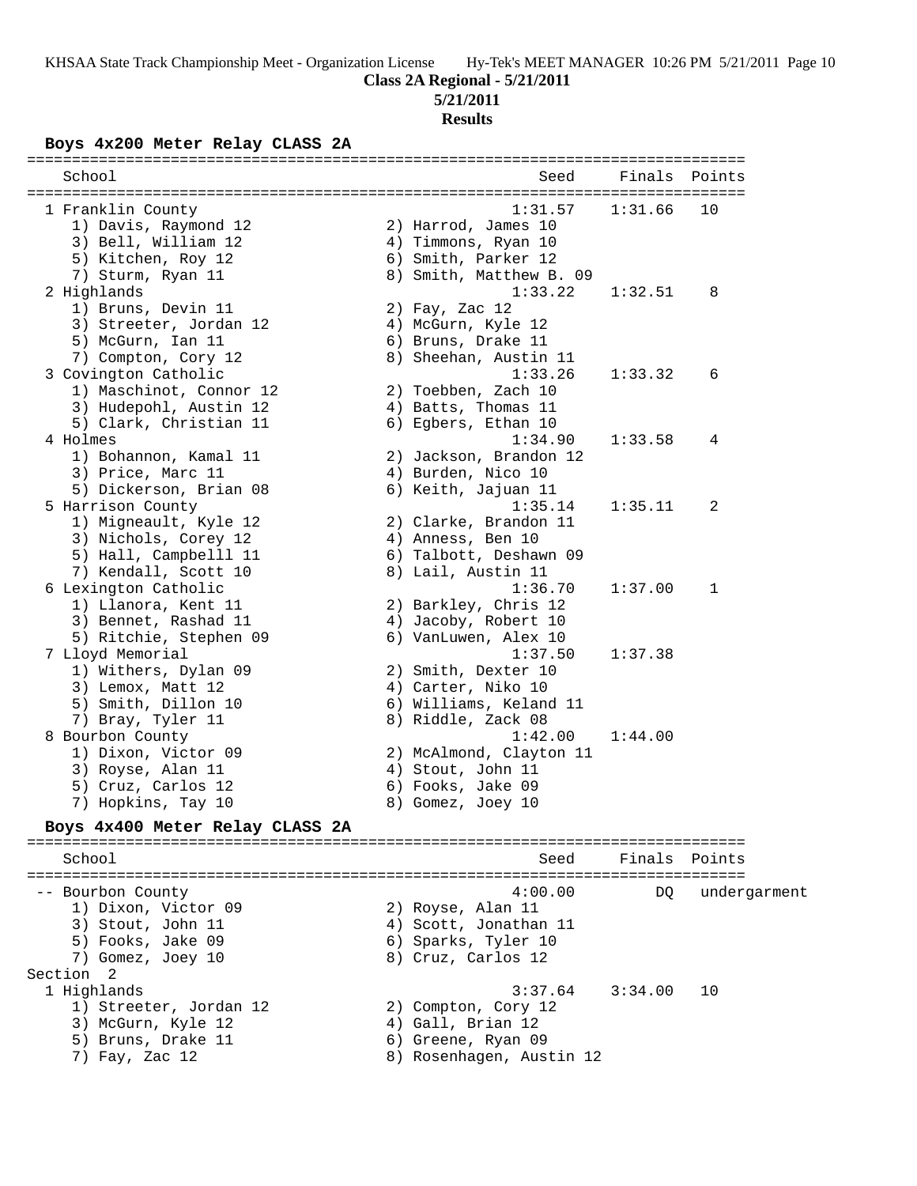**Class 2A Regional - 5/21/2011**

**5/21/2011**

**Results**

### Boys 4x200 Meter Relay CLASS 2A

```
===============================================================================
   School                                               Seed     Finals  Points
===============================================================================
  1 Franklin County                                    1:31.57    1:31.66   10
     1) Davis, Raymond 12              2) Harrod, James 10
     3) Bell, William 12               4) Timmons, Ryan 10
     5) Kitchen, Roy 12                6) Smith, Parker 12
     7) Sturm, Ryan 11                 8) Smith, Matthew B. 09
  2 Highlands                                          1:33.22    1:32.51    8
     1) Bruns, Devin 11                2) Fay, Zac 12
     3) Streeter, Jordan 12            4) McGurn, Kyle 12
     5) McGurn, Ian 11                 6) Bruns, Drake 11
     7) Compton, Cory 12               8) Sheehan, Austin 11
  3 Covington Catholic                                 1:33.26    1:33.32    6
     1) Maschinot, Connor 12           2) Toebben, Zach 10
     3) Hudepohl, Austin 12            4) Batts, Thomas 11
     5) Clark, Christian 11            6) Egbers, Ethan 10
  4 Holmes                                             1:34.90    1:33.58    4
     1) Bohannon, Kamal 11             2) Jackson, Brandon 12
     3) Price, Marc 11                 4) Burden, Nico 10
     5) Dickerson, Brian 08            6) Keith, Jajuan 11
  5 Harrison County                                    1:35.14    1:35.11    2
     1) Migneault, Kyle 12             2) Clarke, Brandon 11
     3) Nichols, Corey 12              4) Anness, Ben 10
     5) Hall, Campbelll 11             6) Talbott, Deshawn 09
     7) Kendall, Scott 10              8) Lail, Austin 11
  6 Lexington Catholic                                 1:36.70    1:37.00    1
     1) Llanora, Kent 11               2) Barkley, Chris 12
     3) Bennet, Rashad 11              4) Jacoby, Robert 10
     5) Ritchie, Stephen 09            6) VanLuwen, Alex 10
  7 Lloyd Memorial                                     1:37.50    1:37.38
     1) Withers, Dylan 09              2) Smith, Dexter 10
     3) Lemox, Matt 12                 4) Carter, Niko 10
     5) Smith, Dillon 10               6) Williams, Keland 11
     7) Bray, Tyler 11                 8) Riddle, Zack 08
  8 Bourbon County                                     1:42.00    1:44.00
     1) Dixon, Victor 09               2) McAlmond, Clayton 11
     3) Royse, Alan 11                 4) Stout, John 11
     5) Cruz, Carlos 12                6) Fooks, Jake 09
     7) Hopkins, Tay 10                8) Gomez, Joey 10
```

### Boys 4x400 Meter Relay CLASS 2A

```
===============================================================================
   School                                               Seed     Finals  Points
===============================================================================
 -- Bourbon County                                     4:00.00         DQ    undergarment
     1) Dixon, Victor 09               2) Royse, Alan 11
     3) Stout, John 11                 4) Scott, Jonathan 11
     5) Fooks, Jake 09                 6) Sparks, Tyler 10
     7) Gomez, Joey 10                 8) Cruz, Carlos 12
Section  2
  1 Highlands                                          3:37.64    3:34.00   10
     1) Streeter, Jordan 12            2) Compton, Cory 12
     3) McGurn, Kyle 12                4) Gall, Brian 12
     5) Bruns, Drake 11                6) Greene, Ryan 09
     7) Fay, Zac 12                    8) Rosenhagen, Austin 12
```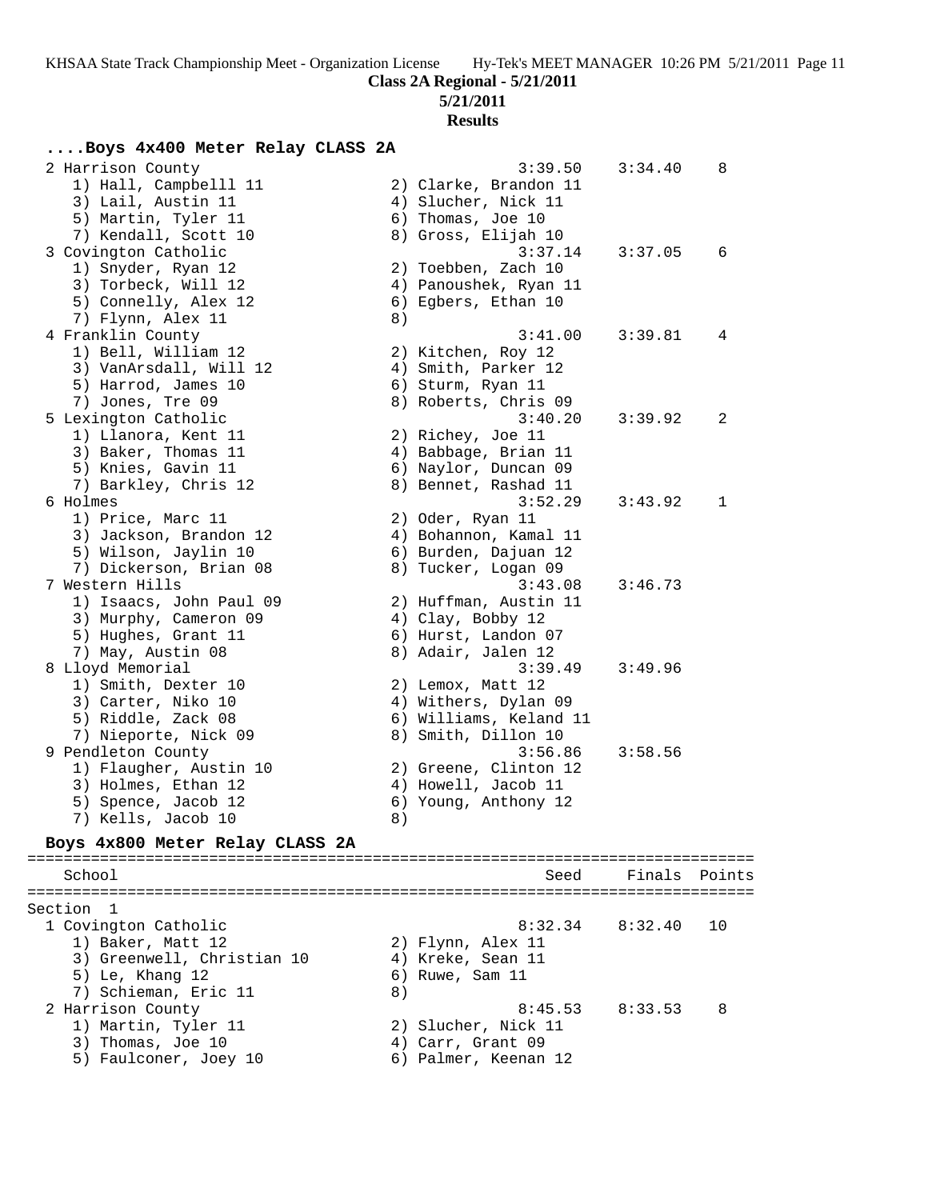**Class 2A Regional - 5/21/2011**

**5/21/2011**

**Results**

### ....Boys 4x400 Meter Relay CLASS 2A

```
  2 Harrison County                                 3:39.50    3:34.40    8
     1) Hall, Campbelll 11              2) Clarke, Brandon 11
     3) Lail, Austin 11                 4) Slucher, Nick 11
     5) Martin, Tyler 11                6) Thomas, Joe 10
     7) Kendall, Scott 10               8) Gross, Elijah 10
  3 Covington Catholic                              3:37.14    3:37.05    6
     1) Snyder, Ryan 12                 2) Toebben, Zach 10
     3) Torbeck, Will 12                4) Panoushek, Ryan 11
     5) Connelly, Alex 12               6) Egbers, Ethan 10
     7) Flynn, Alex 11                  8)
  4 Franklin County                                 3:41.00    3:39.81    4
     1) Bell, William 12                2) Kitchen, Roy 12
     3) VanArsdall, Will 12             4) Smith, Parker 12
     5) Harrod, James 10                6) Sturm, Ryan 11
     7) Jones, Tre 09                   8) Roberts, Chris 09
  5 Lexington Catholic                              3:40.20    3:39.92    2
     1) Llanora, Kent 11                2) Richey, Joe 11
     3) Baker, Thomas 11                4) Babbage, Brian 11
     5) Knies, Gavin 11                 6) Naylor, Duncan 09
     7) Barkley, Chris 12               8) Bennet, Rashad 11
  6 Holmes                                          3:52.29    3:43.92    1
     1) Price, Marc 11                  2) Oder, Ryan 11
     3) Jackson, Brandon 12             4) Bohannon, Kamal 11
     5) Wilson, Jaylin 10               6) Burden, Dajuan 12
     7) Dickerson, Brian 08             8) Tucker, Logan 09
  7 Western Hills                                   3:43.08    3:46.73
     1) Isaacs, John Paul 09            2) Huffman, Austin 11
     3) Murphy, Cameron 09              4) Clay, Bobby 12
     5) Hughes, Grant 11                6) Hurst, Landon 07
     7) May, Austin 08                  8) Adair, Jalen 12
  8 Lloyd Memorial                                  3:39.49    3:49.96
     1) Smith, Dexter 10                2) Lemox, Matt 12
     3) Carter, Niko 10                 4) Withers, Dylan 09
     5) Riddle, Zack 08                 6) Williams, Keland 11
     7) Nieporte, Nick 09               8) Smith, Dillon 10
  9 Pendleton County                                3:56.86    3:58.56
     1) Flaugher, Austin 10             2) Greene, Clinton 12
     3) Holmes, Ethan 12                4) Howell, Jacob 11
     5) Spence, Jacob 12                6) Young, Anthony 12
     7) Kells, Jacob 10                 8)
```

### Boys 4x800 Meter Relay CLASS 2A

```
================================================================================
    School                                            Seed     Finals  Points
================================================================================
Section  1
  1 Covington Catholic                              8:32.34    8:32.40   10
     1) Baker, Matt 12                  2) Flynn, Alex 11
     3) Greenwell, Christian 10         4) Kreke, Sean 11
     5) Le, Khang 12                    6) Ruwe, Sam 11
     7) Schieman, Eric 11               8)
  2 Harrison County                                 8:45.53    8:33.53    8
     1) Martin, Tyler 11                2) Slucher, Nick 11
     3) Thomas, Joe 10                  4) Carr, Grant 09
     5) Faulconer, Joey 10              6) Palmer, Keenan 12
```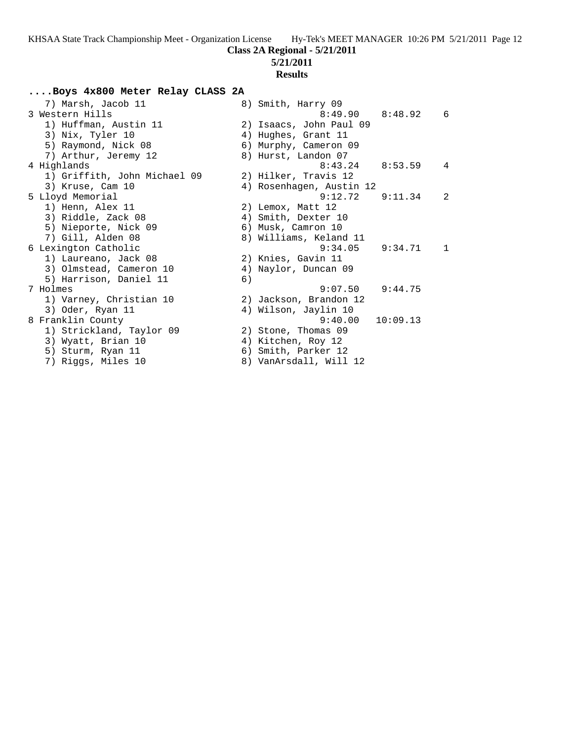**Class 2A Regional - 5/21/2011**

**5/21/2011**

**Results**

### ....Boys 4x800 Meter Relay CLASS 2A

```
   7) Marsh, Jacob 11                 8) Smith, Harry 09
 3 Western Hills                                 8:49.90    8:48.92    6
   1) Huffman, Austin 11              2) Isaacs, John Paul 09
   3) Nix, Tyler 10                   4) Hughes, Grant 11
   5) Raymond, Nick 08                6) Murphy, Cameron 09
   7) Arthur, Jeremy 12               8) Hurst, Landon 07
 4 Highlands                                     8:43.24    8:53.59    4
   1) Griffith, John Michael 09       2) Hilker, Travis 12
   3) Kruse, Cam 10                   4) Rosenhagen, Austin 12
 5 Lloyd Memorial                                9:12.72    9:11.34    2
   1) Henn, Alex 11                   2) Lemox, Matt 12
   3) Riddle, Zack 08                 4) Smith, Dexter 10
   5) Nieporte, Nick 09               6) Musk, Camron 10
   7) Gill, Alden 08                  8) Williams, Keland 11
 6 Lexington Catholic                            9:34.05    9:34.71    1
   1) Laureano, Jack 08               2) Knies, Gavin 11
   3) Olmstead, Cameron 10            4) Naylor, Duncan 09
   5) Harrison, Daniel 11             6)
 7 Holmes                                        9:07.50    9:44.75
   1) Varney, Christian 10            2) Jackson, Brandon 12
   3) Oder, Ryan 11                   4) Wilson, Jaylin 10
 8 Franklin County                               9:40.00   10:09.13
   1) Strickland, Taylor 09           2) Stone, Thomas 09
   3) Wyatt, Brian 10                 4) Kitchen, Roy 12
   5) Sturm, Ryan 11                  6) Smith, Parker 12
   7) Riggs, Miles 10                 8) VanArsdall, Will 12
```